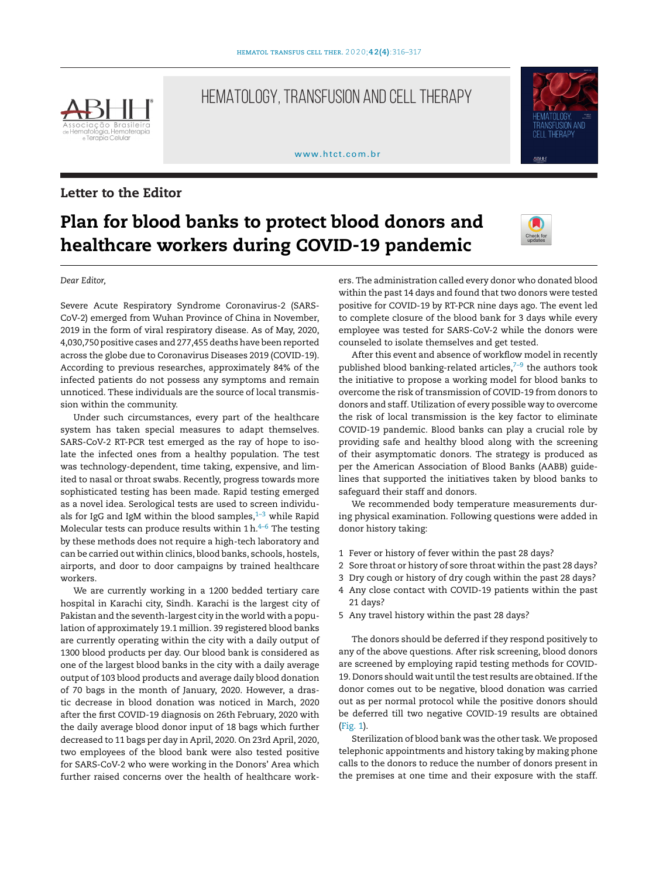Letter to the Editor

# Plan for blood banks to protect blood donors and healthcare workers during COVID-19 pandemic

*Dear Editor,*

Severe Acute Respiratory Syndrome Coronavirus-2 (SARS-CoV-2) emerged from Wuhan Province of China in November, 2019 in the form of viral respiratory disease. As of May, 2020, 4,030,750 positive cases and 277,455 deaths have been reported across the globe due to Coronavirus Diseases 2019 (COVID-19). According to previous researches, approximately 84% of the infected patients do not possess any symptoms and remain unnoticed. These individuals are the source of local transmission within the community.

Under such circumstances, every part of the healthcare system has taken special measures to adapt themselves. SARS-CoV-2 RT-PCR test emerged as the ray of hope to isolate the infected ones from a healthy population. The test was technology-dependent, time taking, expensive, and limited to nasal or throat swabs. Recently, progress towards more sophisticated testing has been made. Rapid testing emerged as a novel idea. Serological tests are used to screen individuals for IgG and IgM within the blood samples,[1–3] while Rapid Molecular tests can produce results within 1 h.[4–6] The testing by these methods does not require a high-tech laboratory and can be carried out within clinics, blood banks, schools, hostels, airports, and door to door campaigns by trained healthcare workers.

We are currently working in a 1200 bedded tertiary care hospital in Karachi city, Sindh. Karachi is the largest city of Pakistan and the seventh-largest city in the world with a population of approximately 19.1 million. 39 registered blood banks are currently operating within the city with a daily output of 1300 blood products per day. Our blood bank is considered as one of the largest blood banks in the city with a daily average output of 103 blood products and average daily blood donation of 70 bags in the month of January, 2020. However, a drastic decrease in blood donation was noticed in March, 2020 after the first COVID-19 diagnosis on 26th February, 2020 with the daily average blood donor input of 18 bags which further decreased to 11 bags per day in April, 2020. On 23rd April, 2020, two employees of the blood bank were also tested positive for SARS-CoV-2 who were working in the Donors' Area which further raised concerns over the health of healthcare workers. The administration called every donor who donated blood within the past 14 days and found that two donors were tested positive for COVID-19 by RT-PCR nine days ago. The event led to complete closure of the blood bank for 3 days while every employee was tested for SARS-CoV-2 while the donors were counseled to isolate themselves and get tested.

After this event and absence of workflow model in recently published blood banking-related articles,[7–9] the authors took the initiative to propose a working model for blood banks to overcome the risk of transmission of COVID-19 from donors to donors and staff. Utilization of every possible way to overcome the risk of local transmission is the key factor to eliminate COVID-19 pandemic. Blood banks can play a crucial role by providing safe and healthy blood along with the screening of their asymptomatic donors. The strategy is produced as per the American Association of Blood Banks (AABB) guidelines that supported the initiatives taken by blood banks to safeguard their staff and donors.

We recommended body temperature measurements during physical examination. Following questions were added in donor history taking:

1. Fever or history of fever within the past 28 days?
2. Sore throat or history of sore throat within the past 28 days?
3. Dry cough or history of dry cough within the past 28 days?
4. Any close contact with COVID-19 patients within the past 21 days?
5. Any travel history within the past 28 days?

The donors should be deferred if they respond positively to any of the above questions. After risk screening, blood donors are screened by employing rapid testing methods for COVID-19. Donors should wait until the test results are obtained. If the donor comes out to be negative, blood donation was carried out as per normal protocol while the positive donors should be deferred till two negative COVID-19 results are obtained (Fig. 1).

Sterilization of blood bank was the other task. We proposed telephonic appointments and history taking by making phone calls to the donors to reduce the number of donors present in the premises at one time and their exposure with the staff.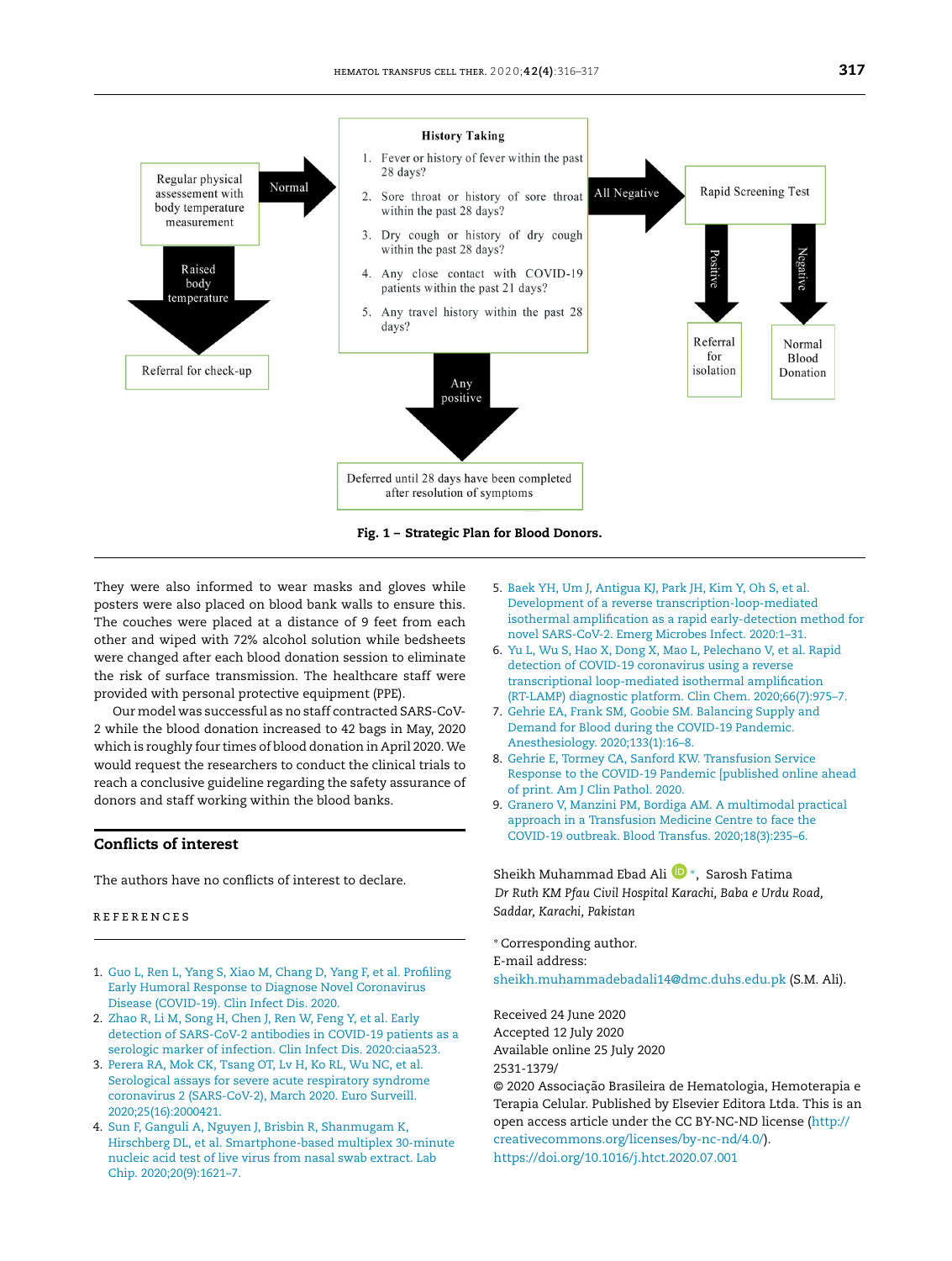History Taking

1. Fever or history of fever within the past 28 days?
2. Sore throat or history of sore throat within the past 28 days?
3. Dry cough or history of dry cough within the past 28 days?
4. Any close contact with COVID-19 patients within the past 21 days?
5. Any travel history within the past 28 days?

Regular physical assessement with body temperature measurement

Normal

Raised body temperature

Referral for check-up

All Negative

Rapid Screening Test

Positive

Negative

Referral for isolation

Normal Blood Donation

Any positive

Deferred until 28 days have been completed after resolution of symptoms

**Fig. 1 – Strategic Plan for Blood Donors.**

They were also informed to wear masks and gloves while posters were also placed on blood bank walls to ensure this. The couches were placed at a distance of 9 feet from each other and wiped with 72% alcohol solution while bedsheets were changed after each blood donation session to eliminate the risk of surface transmission. The healthcare staff were provided with personal protective equipment (PPE).

Our model was successful as no staff contracted SARS-CoV-2 while the blood donation increased to 42 bags in May, 2020 which is roughly four times of blood donation in April 2020. We would request the researchers to conduct the clinical trials to reach a conclusive guideline regarding the safety assurance of donors and staff working within the blood banks.

## Conflicts of interest

The authors have no conflicts of interest to declare.

## REFERENCES

1. Guo L, Ren L, Yang S, Xiao M, Chang D, Yang F, et al. Profiling Early Humoral Response to Diagnose Novel Coronavirus Disease (COVID-19). Clin Infect Dis. 2020.
2. Zhao R, Li M, Song H, Chen J, Ren W, Feng Y, et al. Early detection of SARS-CoV-2 antibodies in COVID-19 patients as a serologic marker of infection. Clin Infect Dis. 2020:ciaa523.
3. Perera RA, Mok CK, Tsang OT, Lv H, Ko RL, Wu NC, et al. Serological assays for severe acute respiratory syndrome coronavirus 2 (SARS-CoV-2), March 2020. Euro Surveill. 2020;25(16):2000421.
4. Sun F, Ganguli A, Nguyen J, Brisbin R, Shanmugam K, Hirschberg DL, et al. Smartphone-based multiplex 30-minute nucleic acid test of live virus from nasal swab extract. Lab Chip. 2020;20(9):1621–7.
5. Baek YH, Um J, Antigua KJ, Park JH, Kim Y, Oh S, et al. Development of a reverse transcription-loop-mediated isothermal amplification as a rapid early-detection method for novel SARS-CoV-2. Emerg Microbes Infect. 2020:1–31.
6. Yu L, Wu S, Hao X, Dong X, Mao L, Pelechano V, et al. Rapid detection of COVID-19 coronavirus using a reverse transcriptional loop-mediated isothermal amplification (RT-LAMP) diagnostic platform. Clin Chem. 2020;66(7):975–7.
7. Gehrie EA, Frank SM, Goobie SM. Balancing Supply and Demand for Blood during the COVID-19 Pandemic. Anesthesiology. 2020;133(1):16–8.
8. Gehrie E, Tormey CA, Sanford KW. Transfusion Service Response to the COVID-19 Pandemic [published online ahead of print. Am J Clin Pathol. 2020.
9. Granero V, Manzini PM, Bordiga AM. A multimodal practical approach in a Transfusion Medicine Centre to face the COVID-19 outbreak. Blood Transfus. 2020;18(3):235–6.

Sheikh Muhammad Ebad Ali *, Sarosh Fatima
*Dr Ruth KM Pfau Civil Hospital Karachi, Baba e Urdu Road, Saddar, Karachi, Pakistan*

* Corresponding author.
E-mail address: sheikh.muhammadebadali14@dmc.duhs.edu.pk (S.M. Ali).

Received 24 June 2020
Accepted 12 July 2020
Available online 25 July 2020
2531-1379/
© 2020 Associação Brasileira de Hematologia, Hemoterapia e Terapia Celular. Published by Elsevier Editora Ltda. This is an open access article under the CC BY-NC-ND license (http://creativecommons.org/licenses/by-nc-nd/4.0/).
https://doi.org/10.1016/j.htct.2020.07.001